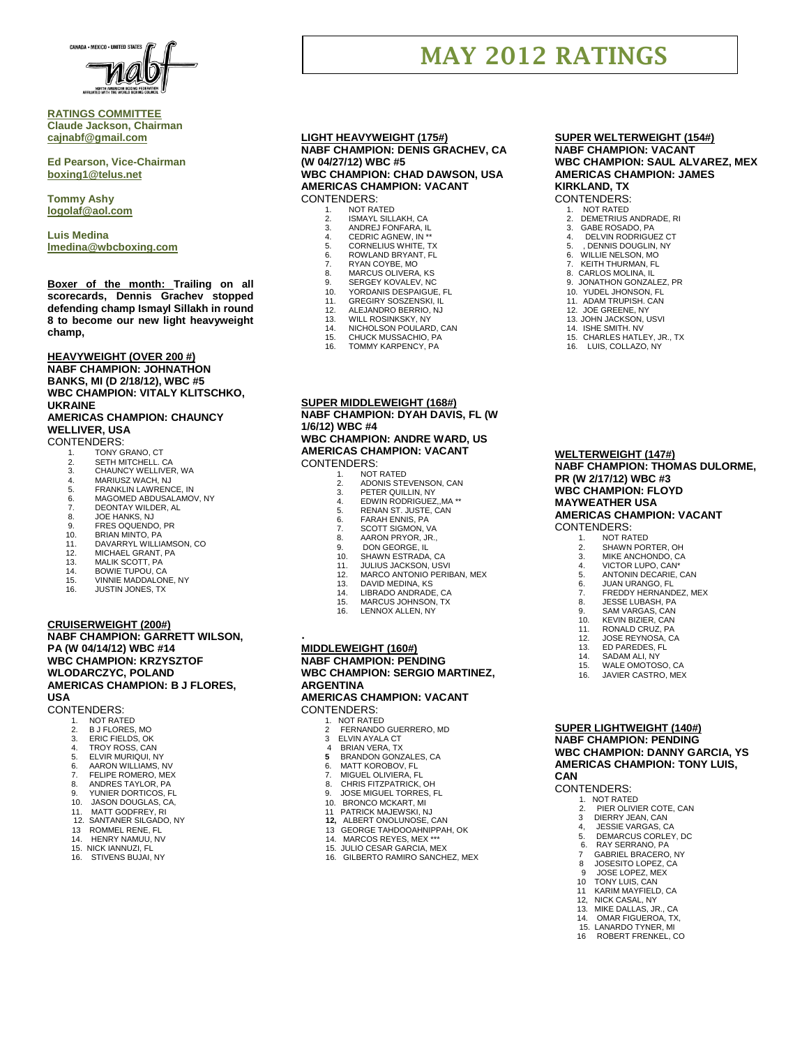CANADA • MEXICO • UNITED STATES

NORTH AMERICAN BOXING FEDERATION AFFILIATED WITH THE WORLD BOXING COUNCIL

# MAY 2012 RATINGS

**RATINGS COMMITTEE**
**Claude Jackson, Chairman**
**cajnabf@gmail.com**

**Ed Pearson, Vice-Chairman**
**boxing1@telus.net**

**Tommy Ashy**
**logolaf@aol.com**

**Luis Medina**
**lmedina@wbcboxing.com**

**Boxer of the month: Trailing on all scorecards, Dennis Grachev stopped defending champ Ismayl Sillakh in round 8 to become our new light heavyweight champ,**

## HEAVYWEIGHT (OVER 200 #)

**NABF CHAMPION: JOHNATHON BANKS, MI (D 2/18/12), WBC #5**
**WBC CHAMPION: VITALY KLITSCHKO, UKRAINE**
**AMERICAS CHAMPION: CHAUNCY WELLIVER, USA**

CONTENDERS:

1. TONY GRANO, CT
2. SETH MITCHELL. CA
3. CHAUNCY WELLIVER, WA
4. MARIUSZ WACH, NJ
5. FRANKLIN LAWRENCE, IN
6. MAGOMED ABDUSALAMOV, NY
7. DEONTAY WILDER, AL
8. JOE HANKS, NJ
9. FRES OQUENDO, PR
10. BRIAN MINTO, PA
11. DAVARRYL WILLIAMSON, CO
12. MICHAEL GRANT, PA
13. MALIK SCOTT, PA
14. BOWIE TUPOU, CA
15. VINNIE MADDALONE, NY
16. JUSTIN JONES, TX

## CRUISERWEIGHT (200#)

**NABF CHAMPION: GARRETT WILSON, PA (W 04/14/12) WBC #14**
**WBC CHAMPION: KRZYSZTOF WLODARCZYC, POLAND**
**AMERICAS CHAMPION: B J FLORES, USA**

CONTENDERS:

1. NOT RATED
2. B J FLORES, MO
3. ERIC FIELDS, OK
4. TROY ROSS, CAN
5. ELVIR MURIQUI, NY
6. AARON WILLIAMS, NV
7. FELIPE ROMERO, MEX
8. ANDRES TAYLOR, PA
9. YUNIER DORTICOS, FL
10. JASON DOUGLAS, CA,
11. MATT GODFREY, RI
12. SANTANER SILGADO, NY
13. ROMMEL RENE, FL
14. HENRY NAMUU, NV
15. NICK IANNUZI, FL
16. STIVENS BUJAI, NY

## LIGHT HEAVYWEIGHT (175#)

**NABF CHAMPION: DENIS GRACHEV, CA (W 04/27/12) WBC #5**
**WBC CHAMPION: CHAD DAWSON, USA**
**AMERICAS CHAMPION: VACANT**

CONTENDERS:

1. NOT RATED
2. ISMAYL SILLAKH, CA
3. ANDREJ FONFARA, IL
4. CEDRIC AGNEW, IN **
5. CORNELIUS WHITE, TX
6. ROWLAND BRYANT, FL
7. RYAN COYBE, MO
8. MARCUS OLIVERA, KS
9. SERGEY KOVALEV, NC
10. YORDANIS DESPAIGUE, FL
11. GREGIRY SOSZENSKI, IL
12. ALEJANDRO BERRIO, NJ
13. WILL ROSINKSKY, NY
14. NICHOLSON POULARD, CAN
15. CHUCK MUSSACHIO, PA
16. TOMMY KARPENCY, PA

## SUPER MIDDLEWEIGHT (168#)

**NABF CHAMPION: DYAH DAVIS, FL (W 1/6/12) WBC #4**
**WBC CHAMPION: ANDRE WARD, US**
**AMERICAS CHAMPION: VACANT**

CONTENDERS:

1. NOT RATED
2. ADONIS STEVENSON, CAN
3. PETER QUILLIN, NY
4. EDWIN RODRIGUEZ,,MA **
5. RENAN ST. JUSTE, CAN
6. FARAH ENNIS, PA
7. SCOTT SIGMON, VA
8. AARON PRYOR, JR.,
9. DON GEORGE, IL
10. SHAWN ESTRADA, CA
11. JULIUS JACKSON, USVI
12. MARCO ANTONIO PERIBAN, MEX
13. DAVID MEDINA, KS
14. LIBRADO ANDRADE, CA
15. MARCUS JOHNSON, TX
16. LENNOX ALLEN, NY

## MIDDLEWEIGHT (160#)

**NABF CHAMPION: PENDING**
**WBC CHAMPION: SERGIO MARTINEZ, ARGENTINA**
**AMERICAS CHAMPION: VACANT**

CONTENDERS:

1. NOT RATED
2. FERNANDO GUERRERO, MD
3. ELVIN AYALA CT
4. BRIAN VERA, TX
5. BRANDON GONZALES, CA
6. MATT KOROBOV, FL
7. MIGUEL OLIVIERA, FL
8. CHRIS FITZPATRICK, OH
9. JOSE MIGUEL TORRES, FL
10. BRONCO MCKART, MI
11. PATRICK MAJEWSKI, NJ
12. ALBERT ONOLUNOSE, CAN
13. GEORGE TAHDOOAHNIPPAH, OK
14. MARCOS REYES, MEX ***
15. JULIO CESAR GARCIA, MEX
16. GILBERTO RAMIRO SANCHEZ, MEX

## SUPER WELTERWEIGHT (154#)

**NABF CHAMPION: VACANT**
**WBC CHAMPION: SAUL ALVAREZ, MEX**
**AMERICAS CHAMPION: JAMES KIRKLAND, TX**

CONTENDERS:

1. NOT RATED
2. DEMETRIUS ANDRADE, RI
3. GABE ROSADO, PA
4. DELVIN RODRIGUEZ CT
5. , DENNIS DOUGLIN, NY
6. WILLIE NELSON, MO
7. KEITH THURMAN, FL
8. CARLOS MOLINA, IL
9. JONATHON GONZALEZ, PR
10. YUDEL JHONSON, FL
11. ADAM TRUPISH. CAN
12. JOE GREENE, NY
13. JOHN JACKSON, USVI
14. ISHE SMITH. NV
15. CHARLES HATLEY, JR., TX
16. LUIS, COLLAZO, NY

## WELTERWEIGHT (147#)

**NABF CHAMPION: THOMAS DULORME, PR (W 2/17/12) WBC #3**
**WBC CHAMPION: FLOYD MAYWEATHER USA**
**AMERICAS CHAMPION: VACANT**

CONTENDERS:

1. NOT RATED
2. SHAWN PORTER, OH
3. MIKE ANCHONDO, CA
4. VICTOR LUPO, CAN*
5. ANTONIN DECARIE, CAN
6. JUAN URANGO, FL
7. FREDDY HERNANDEZ, MEX
8. JESSE LUBASH, PA
9. SAM VARGAS, CAN
10. KEVIN BIZIER, CAN
11. RONALD CRUZ, PA
12. JOSE REYNOSA, CA
13. ED PAREDES, FL
14. SADAM ALI, NY
15. WALE OMOTOSO, CA
16. JAVIER CASTRO, MEX

## SUPER LIGHTWEIGHT (140#)

**NABF CHAMPION: PENDING**
**WBC CHAMPION: DANNY GARCIA, YS**
**AMERICAS CHAMPION: TONY LUIS, CAN**

CONTENDERS:

1. NOT RATED
2. PIER OLIVIER COTE, CAN
3. DIERRY JEAN, CAN
4. JESSIE VARGAS, CA
5. DEMARCUS CORLEY, DC
6. RAY SERRANO, PA
7. GABRIEL BRACERO, NY
8. JOSESITO LOPEZ, CA
9. JOSE LOPEZ, MEX
10. TONY LUIS, CAN
11. KARIM MAYFIELD, CA
12. NICK CASAL, NY
13. MIKE DALLAS, JR., CA
14. OMAR FIGUEROA, TX,
15. LANARDO TYNER, MI
16. ROBERT FRENKEL, CO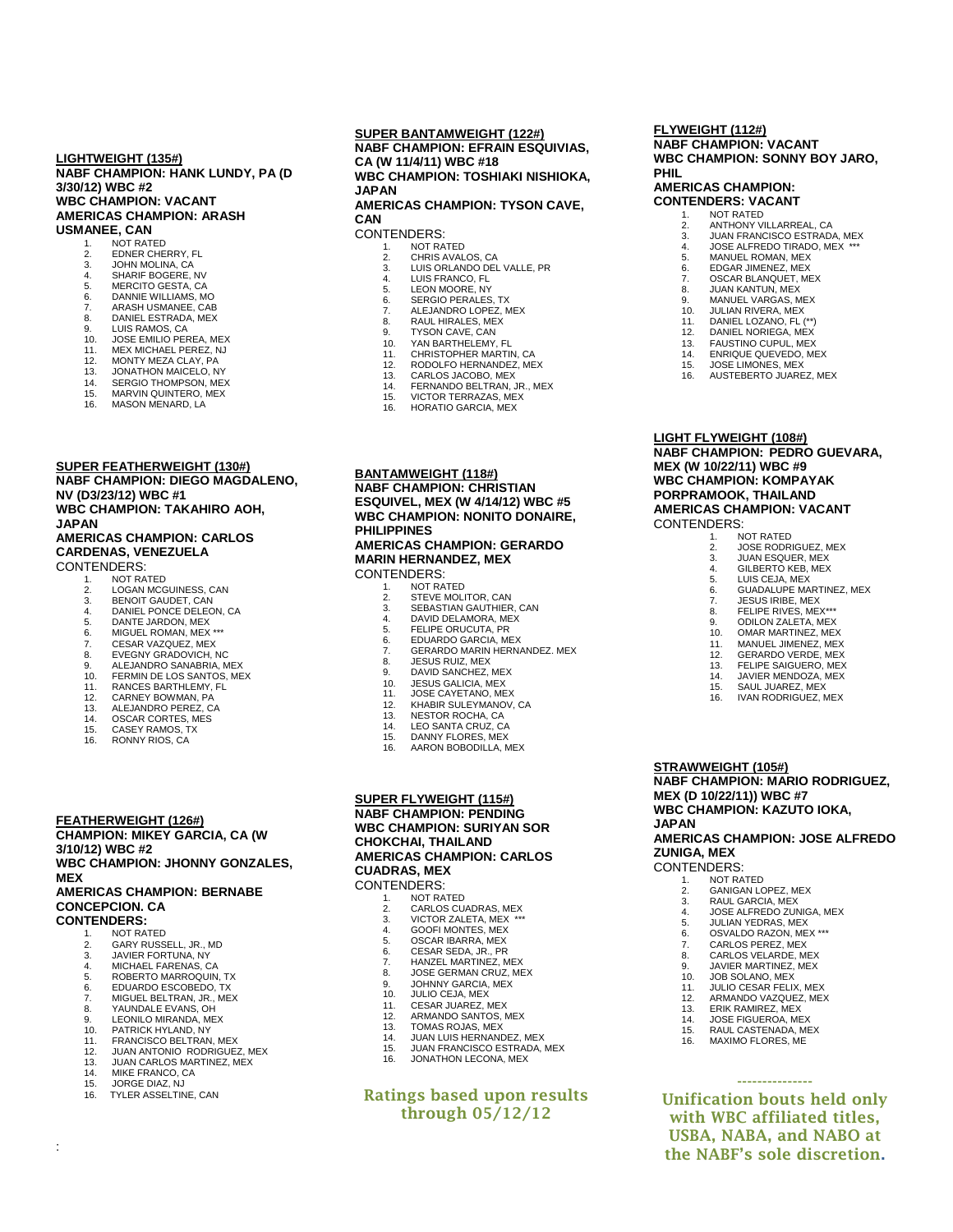**LIGHTWEIGHT (135#)**

**NABF CHAMPION: HANK LUNDY, PA (D 3/30/12) WBC #2**
**WBC CHAMPION: VACANT**
**AMERICAS CHAMPION: ARASH USMANEE, CAN**

1. NOT RATED
2. EDNER CHERRY, FL
3. JOHN MOLINA, CA
4. SHARIF BOGERE, NV
5. MERCITO GESTA, CA
6. DANNIE WILLIAMS, MO
7. ARASH USMANEE, CAB
8. DANIEL ESTRADA, MEX
9. LUIS RAMOS, CA
10. JOSE EMILIO PEREA, MEX
11. MEX MICHAEL PEREZ, NJ
12. MONTY MEZA CLAY, PA
13. JONATHON MAICELO, NY
14. SERGIO THOMPSON, MEX
15. MARVIN QUINTERO, MEX
16. MASON MENARD, LA

**SUPER FEATHERWEIGHT (130#)**

**NABF CHAMPION: DIEGO MAGDALENO, NV (D3/23/12) WBC #1**
**WBC CHAMPION: TAKAHIRO AOH, JAPAN**
**AMERICAS CHAMPION: CARLOS CARDENAS, VENEZUELA**

CONTENDERS:

1. NOT RATED
2. LOGAN MCGUINESS, CAN
3. BENOIT GAUDET, CAN
4. DANIEL PONCE DELEON, CA
5. DANTE JARDON, MEX
6. MIGUEL ROMAN, MEX ***
7. CESAR VAZQUEZ, MEX
8. EVEGNY GRADOVICH, NC
9. ALEJANDRO SANABRIA, MEX
10. FERMIN DE LOS SANTOS, MEX
11. RANCES BARTHLEMY, FL
12. CARNEY BOWMAN, PA
13. ALEJANDRO PEREZ, CA
14. OSCAR CORTES, MES
15. CASEY RAMOS, TX
16. RONNY RIOS, CA

**FEATHERWEIGHT (126#)**

**CHAMPION: MIKEY GARCIA, CA (W 3/10/12) WBC #2**
**WBC CHAMPION: JHONNY GONZALES, MEX**
**AMERICAS CHAMPION: BERNABE CONCEPCION. CA**

**CONTENDERS:**

1. NOT RATED
2. GARY RUSSELL, JR., MD
3. JAVIER FORTUNA, NY
4. MICHAEL FARENAS, CA
5. ROBERTO MARROQUIN, TX
6. EDUARDO ESCOBEDO, TX
7. MIGUEL BELTRAN, JR., MEX
8. YAUNDALE EVANS, OH
9. LEONILO MIRANDA, MEX
10. PATRICK HYLAND, NY
11. FRANCISCO BELTRAN, MEX
12. JUAN ANTONIO RODRIGUEZ, MEX
13. JUAN CARLOS MARTINEZ, MEX
14. MIKE FRANCO, CA
15. JORGE DIAZ, NJ
16. TYLER ASSELTINE, CAN

**SUPER BANTAMWEIGHT (122#)**

**NABF CHAMPION: EFRAIN ESQUIVIAS, CA (W 11/4/11) WBC #18**
**WBC CHAMPION: TOSHIAKI NISHIOKA, JAPAN**
**AMERICAS CHAMPION: TYSON CAVE, CAN**

CONTENDERS:

1. NOT RATED
2. CHRIS AVALOS, CA
3. LUIS ORLANDO DEL VALLE, PR
4. LUIS FRANCO, FL
5. LEON MOORE, NY
6. SERGIO PERALES, TX
7. ALEJANDRO LOPEZ, MEX
8. RAUL HIRALES, MEX
9. TYSON CAVE, CAN
10. YAN BARTHELEMY, FL
11. CHRISTOPHER MARTIN, CA
12. RODOLFO HERNANDEZ, MEX
13. CARLOS JACOBO, MEX
14. FERNANDO BELTRAN, JR., MEX
15. VICTOR TERRAZAS, MEX
16. HORATIO GARCIA, MEX

**BANTAMWEIGHT (118#)**

**NABF CHAMPION: CHRISTIAN ESQUIVEL, MEX (W 4/14/12) WBC #5**
**WBC CHAMPION: NONITO DONAIRE, PHILIPPINES**
**AMERICAS CHAMPION: GERARDO MARIN HERNANDEZ, MEX**

CONTENDERS:

1. NOT RATED
2. STEVE MOLITOR, CAN
3. SEBASTIAN GAUTHIER, CAN
4. DAVID DELAMORA, MEX
5. FELIPE ORUCUTA, PR
6. EDUARDO GARCIA, MEX
7. GERARDO MARIN HERNANDEZ. MEX
8. JESUS RUIZ, MEX
9. DAVID SANCHEZ, MEX
10. JESUS GALICIA, MEX
11. JOSE CAYETANO, MEX
12. KHABIR SULEYMANOV, CA
13. NESTOR ROCHA, CA
14. LEO SANTA CRUZ, CA
15. DANNY FLORES, MEX
16. AARON BOBODILLA, MEX

**SUPER FLYWEIGHT (115#)**

**NABF CHAMPION: PENDING**
**WBC CHAMPION: SURIYAN SOR CHOKCHAI, THAILAND**
**AMERICAS CHAMPION: CARLOS CUADRAS, MEX**

CONTENDERS:

1. NOT RATED
2. CARLOS CUADRAS, MEX
3. VICTOR ZALETA, MEX ***
4. GOOFI MONTES, MEX
5. OSCAR IBARRA, MEX
6. CESAR SEDA, JR., PR
7. HANZEL MARTINEZ, MEX
8. JOSE GERMAN CRUZ, MEX
9. JOHNNY GARCIA, MEX
10. JULIO CEJA, MEX
11. CESAR JUAREZ, MEX
12. ARMANDO SANTOS, MEX
13. TOMAS ROJAS, MEX
14. JUAN LUIS HERNANDEZ, MEX
15. JUAN FRANCISCO ESTRADA, MEX
16. JONATHON LECONA, MEX

**Ratings based upon results through 05/12/12**

**FLYWEIGHT (112#)**

**NABF CHAMPION: VACANT**
**WBC CHAMPION: SONNY BOY JARO, PHIL**
**AMERICAS CHAMPION:**
**CONTENDERS: VACANT**

1. NOT RATED
2. ANTHONY VILLARREAL, CA
3. JUAN FRANCISCO ESTRADA, MEX
4. JOSE ALFREDO TIRADO, MEX ***
5. MANUEL ROMAN, MEX
6. EDGAR JIMENEZ, MEX
7. OSCAR BLANQUET, MEX
8. JUAN KANTUN, MEX
9. MANUEL VARGAS, MEX
10. JULIAN RIVERA, MEX
11. DANIEL LOZANO, FL (**)
12. DANIEL NORIEGA, MEX
13. FAUSTINO CUPUL, MEX
14. ENRIQUE QUEVEDO, MEX
15. JOSE LIMONES, MEX
16. AUSTEBERTO JUAREZ, MEX

**LIGHT FLYWEIGHT (108#)**

**NABF CHAMPION: PEDRO GUEVARA, MEX (W 10/22/11) WBC #9**
**WBC CHAMPION: KOMPAYAK PORPRAMOOK, THAILAND**
**AMERICAS CHAMPION: VACANT**

CONTENDERS:

1. NOT RATED
2. JOSE RODRIGUEZ, MEX
3. JUAN ESQUER, MEX
4. GILBERTO KEB, MEX
5. LUIS CEJA, MEX
6. GUADALUPE MARTINEZ, MEX
7. JESUS IRIBE, MEX
8. FELIPE RIVES, MEX***
9. ODILON ZALETA, MEX
10. OMAR MARTINEZ, MEX
11. MANUEL JIMENEZ, MEX
12. GERARDO VERDE, MEX
13. FELIPE SAIGUERO, MEX
14. JAVIER MENDOZA, MEX
15. SAUL JUAREZ, MEX
16. IVAN RODRIGUEZ, MEX

**STRAWWEIGHT (105#)**

**NABF CHAMPION: MARIO RODRIGUEZ, MEX (D 10/22/11)) WBC #7**
**WBC CHAMPION: KAZUTO IOKA, JAPAN**
**AMERICAS CHAMPION: JOSE ALFREDO ZUNIGA, MEX**

CONTENDERS:

1. NOT RATED
2. GANIGAN LOPEZ, MEX
3. RAUL GARCIA, MEX
4. JOSE ALFREDO ZUNIGA, MEX
5. JULIAN YEDRAS, MEX
6. OSVALDO RAZON, MEX ***
7. CARLOS PEREZ, MEX
8. CARLOS VELARDE, MEX
9. JAVIER MARTINEZ, MEX
10. JOB SOLANO, MEX
11. JULIO CESAR FELIX, MEX
12. ARMANDO VAZQUEZ, MEX
13. ERIK RAMIREZ, MEX
14. JOSE FIGUEROA, MEX
15. RAUL CASTENADA, MEX
16. MAXIMO FLORES, ME

---------------

**Unification bouts held only with WBC affiliated titles, USBA, NABA, and NABO at the NABF's sole discretion.**